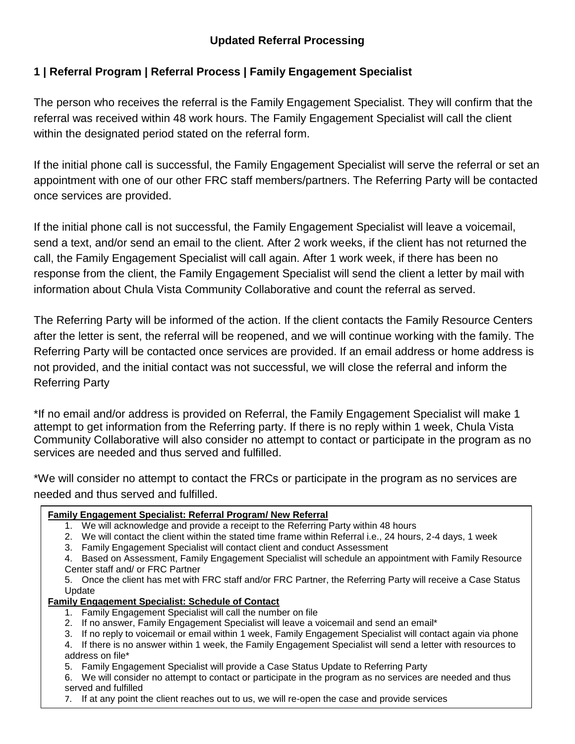# Updated Referral Processing

## 1 | Referral Program | Referral Process | Family Engagement Specialist

The person who receives the referral is the Family Engagement Specialist. They will confirm that the referral was received within 48 work hours. The Family Engagement Specialist will call the client within the designated period stated on the referral form.

If the initial phone call is successful, the Family Engagement Specialist will serve the referral or set an appointment with one of our other FRC staff members/partners. The Referring Party will be contacted once services are provided.

If the initial phone call is not successful, the Family Engagement Specialist will leave a voicemail, send a text, and/or send an email to the client. After 2 work weeks, if the client has not returned the call, the Family Engagement Specialist will call again. After 1 work week, if there has been no response from the client, the Family Engagement Specialist will send the client a letter by mail with information about Chula Vista Community Collaborative and count the referral as served.

The Referring Party will be informed of the action. If the client contacts the Family Resource Centers after the letter is sent, the referral will be reopened, and we will continue working with the family. The Referring Party will be contacted once services are provided. If an email address or home address is not provided, and the initial contact was not successful, we will close the referral and inform the Referring Party

*If no email and/or address is provided on Referral, the Family Engagement Specialist will make 1 attempt to get information from the Referring party. If there is no reply within 1 week, Chula Vista Community Collaborative will also consider no attempt to contact or participate in the program as no services are needed and thus served and fulfilled.

*We will consider no attempt to contact the FRCs or participate in the program as no services are needed and thus served and fulfilled.

**Family Engagement Specialist: Referral Program/ New Referral**

1. We will acknowledge and provide a receipt to the Referring Party within 48 hours
2. We will contact the client within the stated time frame within Referral i.e., 24 hours, 2-4 days, 1 week
3. Family Engagement Specialist will contact client and conduct Assessment
4. Based on Assessment, Family Engagement Specialist will schedule an appointment with Family Resource Center staff and/ or FRC Partner
5. Once the client has met with FRC staff and/or FRC Partner, the Referring Party will receive a Case Status Update

**Family Engagement Specialist: Schedule of Contact**

1. Family Engagement Specialist will call the number on file
2. If no answer, Family Engagement Specialist will leave a voicemail and send an email*
3. If no reply to voicemail or email within 1 week, Family Engagement Specialist will contact again via phone
4. If there is no answer within 1 week, the Family Engagement Specialist will send a letter with resources to address on file*
5. Family Engagement Specialist will provide a Case Status Update to Referring Party
6. We will consider no attempt to contact or participate in the program as no services are needed and thus served and fulfilled
7. If at any point the client reaches out to us, we will re-open the case and provide services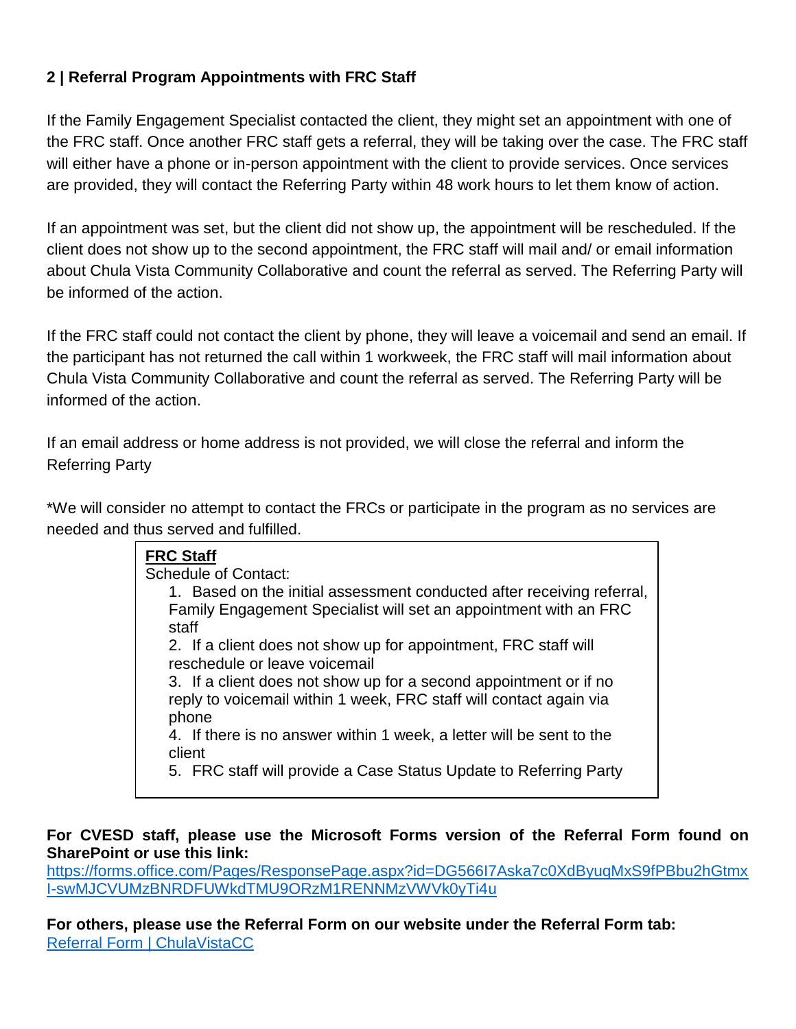## 2 | Referral Program Appointments with FRC Staff

If the Family Engagement Specialist contacted the client, they might set an appointment with one of the FRC staff. Once another FRC staff gets a referral, they will be taking over the case. The FRC staff will either have a phone or in-person appointment with the client to provide services. Once services are provided, they will contact the Referring Party within 48 work hours to let them know of action.

If an appointment was set, but the client did not show up, the appointment will be rescheduled. If the client does not show up to the second appointment, the FRC staff will mail and/ or email information about Chula Vista Community Collaborative and count the referral as served. The Referring Party will be informed of the action.

If the FRC staff could not contact the client by phone, they will leave a voicemail and send an email. If the participant has not returned the call within 1 workweek, the FRC staff will mail information about Chula Vista Community Collaborative and count the referral as served. The Referring Party will be informed of the action.

If an email address or home address is not provided, we will close the referral and inform the Referring Party

*We will consider no attempt to contact the FRCs or participate in the program as no services are needed and thus served and fulfilled.

**FRC Staff**

Schedule of Contact:

1. Based on the initial assessment conducted after receiving referral, Family Engagement Specialist will set an appointment with an FRC staff
2. If a client does not show up for appointment, FRC staff will reschedule or leave voicemail
3. If a client does not show up for a second appointment or if no reply to voicemail within 1 week, FRC staff will contact again via phone
4. If there is no answer within 1 week, a letter will be sent to the client
5. FRC staff will provide a Case Status Update to Referring Party

**For CVESD staff, please use the Microsoft Forms version of the Referral Form found on SharePoint or use this link:**
[https://forms.office.com/Pages/ResponsePage.aspx?id=DG566I7Aska7c0XdByuqMxS9fPBbu2hGtmxl-swMJCVUMzBNRDFUWkdTMU9ORzM1RENNMzVWVk0yTi4u](https://forms.office.com/Pages/ResponsePage.aspx?id=DG566I7Aska7c0XdByuqMxS9fPBbu2hGtmxl-swMJCVUMzBNRDFUWkdTMU9ORzM1RENNMzVWVk0yTi4u)

**For others, please use the Referral Form on our website under the Referral Form tab:**
Referral Form | ChulaVistaCC